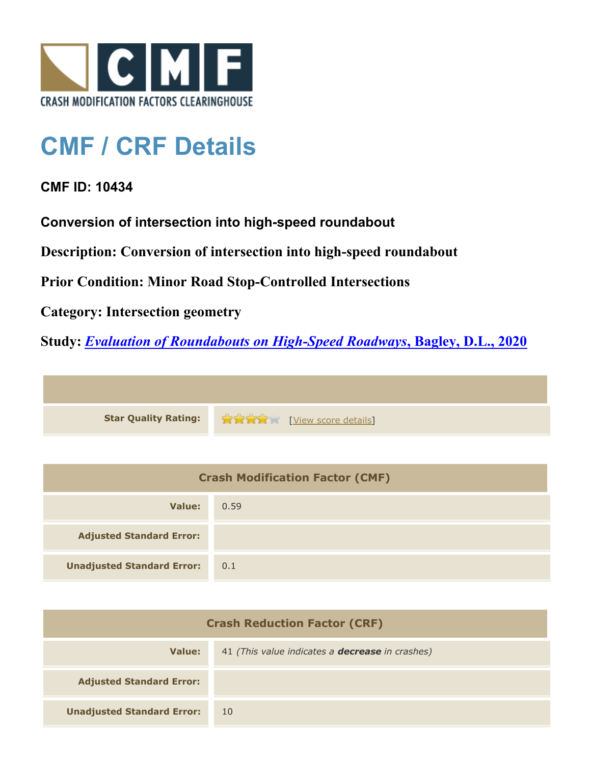CRASH MODIFICATION FACTORS CLEARINGHOUSE

# CMF / CRF Details

## CMF ID: 10434

### Conversion of intersection into high-speed roundabout

**Description: Conversion of intersection into high-speed roundabout**

**Prior Condition: Minor Road Stop-Controlled Intersections**

**Category: Intersection geometry**

**Study: *Evaluation of Roundabouts on High-Speed Roadways*, Bagley, D.L., 2020**

| | |
|---|---|
| **Star Quality Rating:** | 4 of 5 stars [View score details] |

| Crash Modification Factor (CMF) | |
|---|---|
| **Value:** | 0.59 |
| **Adjusted Standard Error:** | |
| **Unadjusted Standard Error:** | 0.1 |

| Crash Reduction Factor (CRF) | |
|---|---|
| **Value:** | 41 *(This value indicates a **decrease** in crashes)* |
| **Adjusted Standard Error:** | |
| **Unadjusted Standard Error:** | 10 |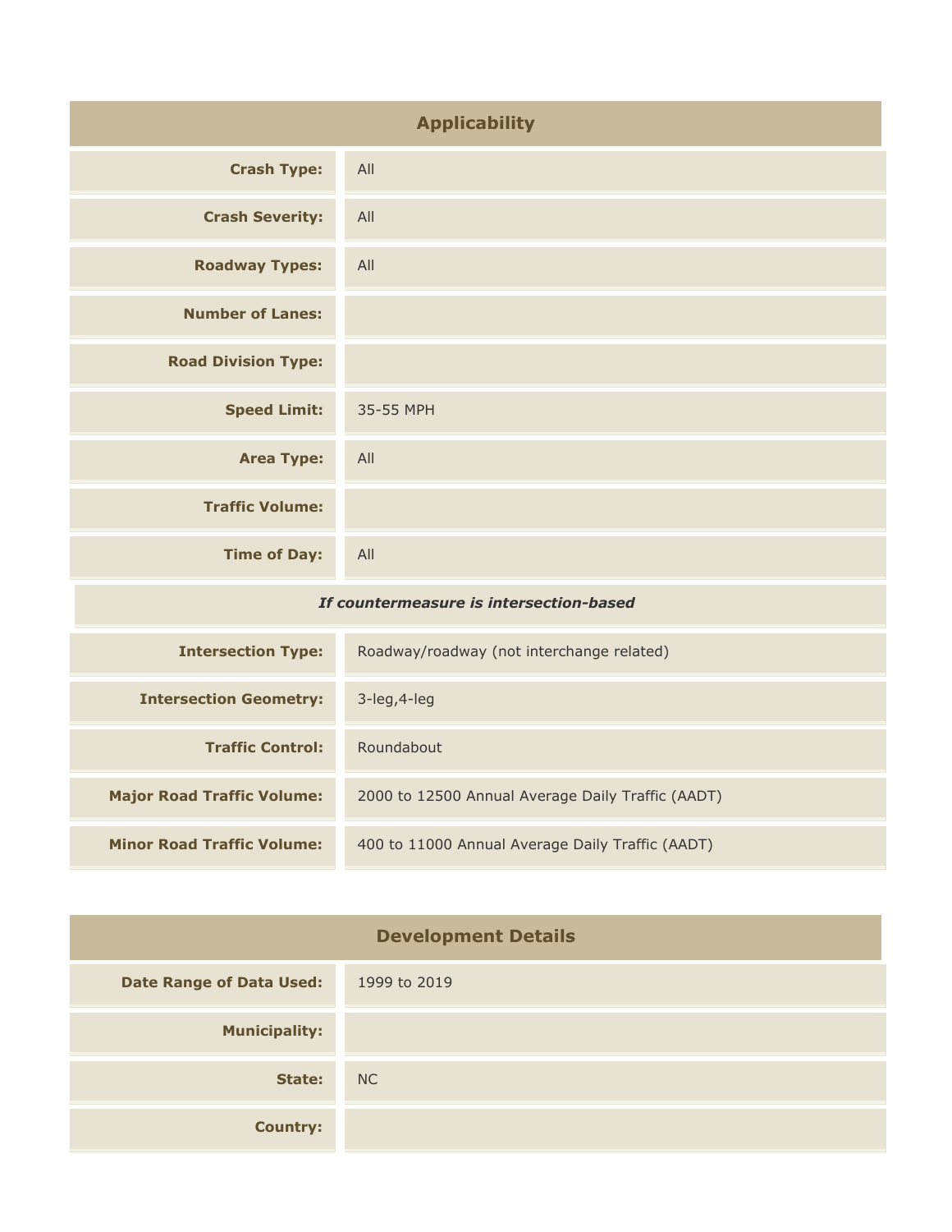## Applicability

| | |
|---|---|
| **Crash Type:** | All |
| **Crash Severity:** | All |
| **Roadway Types:** | All |
| **Number of Lanes:** | |
| **Road Division Type:** | |
| **Speed Limit:** | 35-55 MPH |
| **Area Type:** | All |
| **Traffic Volume:** | |
| **Time of Day:** | All |
| ***If countermeasure is intersection-based*** | |
| **Intersection Type:** | Roadway/roadway (not interchange related) |
| **Intersection Geometry:** | 3-leg,4-leg |
| **Traffic Control:** | Roundabout |
| **Major Road Traffic Volume:** | 2000 to 12500 Annual Average Daily Traffic (AADT) |
| **Minor Road Traffic Volume:** | 400 to 11000 Annual Average Daily Traffic (AADT) |

## Development Details

| | |
|---|---|
| **Date Range of Data Used:** | 1999 to 2019 |
| **Municipality:** | |
| **State:** | NC |
| **Country:** | |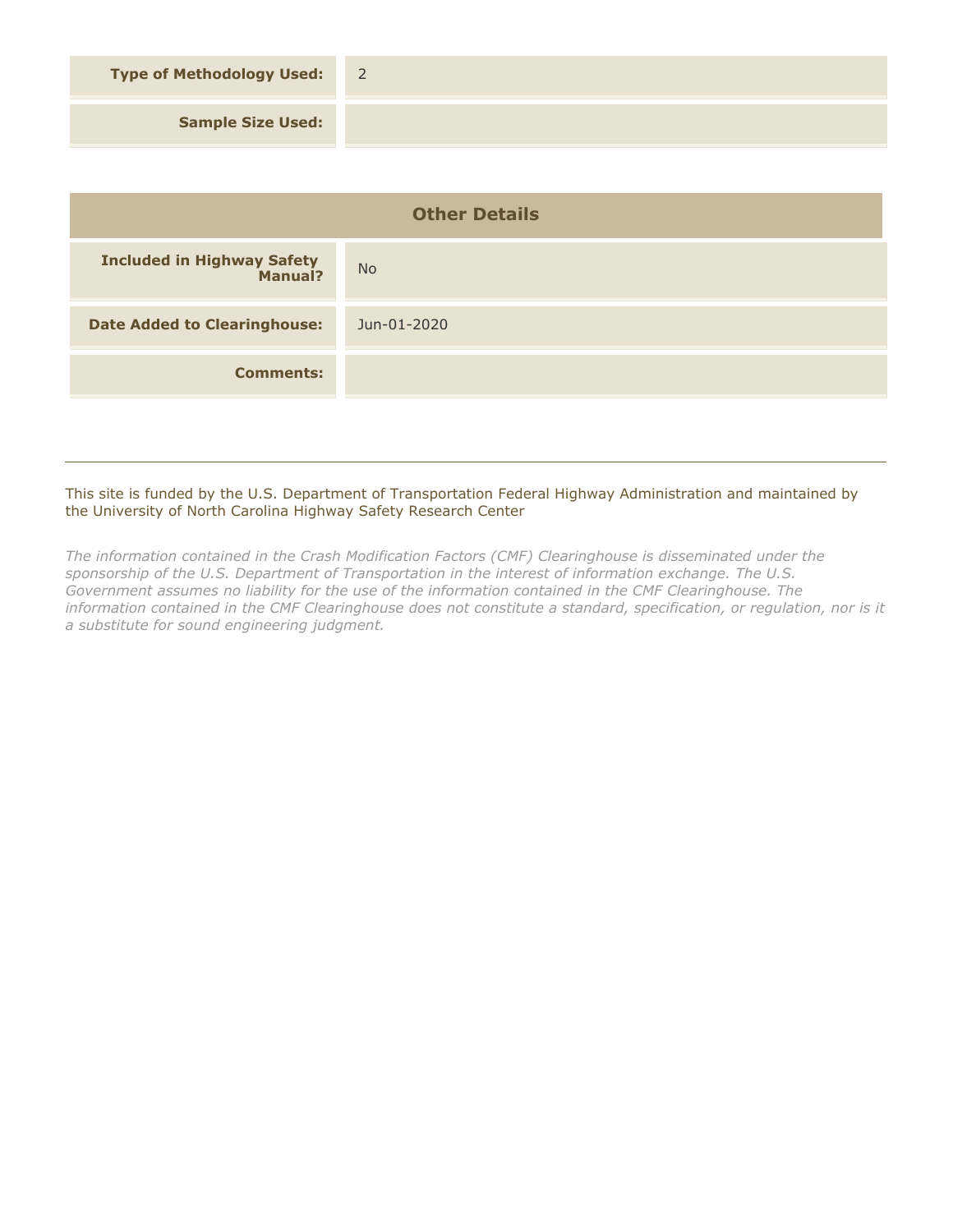| | |
|---|---|
| **Type of Methodology Used:** | 2 |
| **Sample Size Used:** | |

## Other Details

| | |
|---|---|
| **Included in Highway Safety Manual?** | No |
| **Date Added to Clearinghouse:** | Jun-01-2020 |
| **Comments:** | |

---

This site is funded by the U.S. Department of Transportation Federal Highway Administration and maintained by the University of North Carolina Highway Safety Research Center

*The information contained in the Crash Modification Factors (CMF) Clearinghouse is disseminated under the sponsorship of the U.S. Department of Transportation in the interest of information exchange. The U.S. Government assumes no liability for the use of the information contained in the CMF Clearinghouse. The information contained in the CMF Clearinghouse does not constitute a standard, specification, or regulation, nor is it a substitute for sound engineering judgment.*